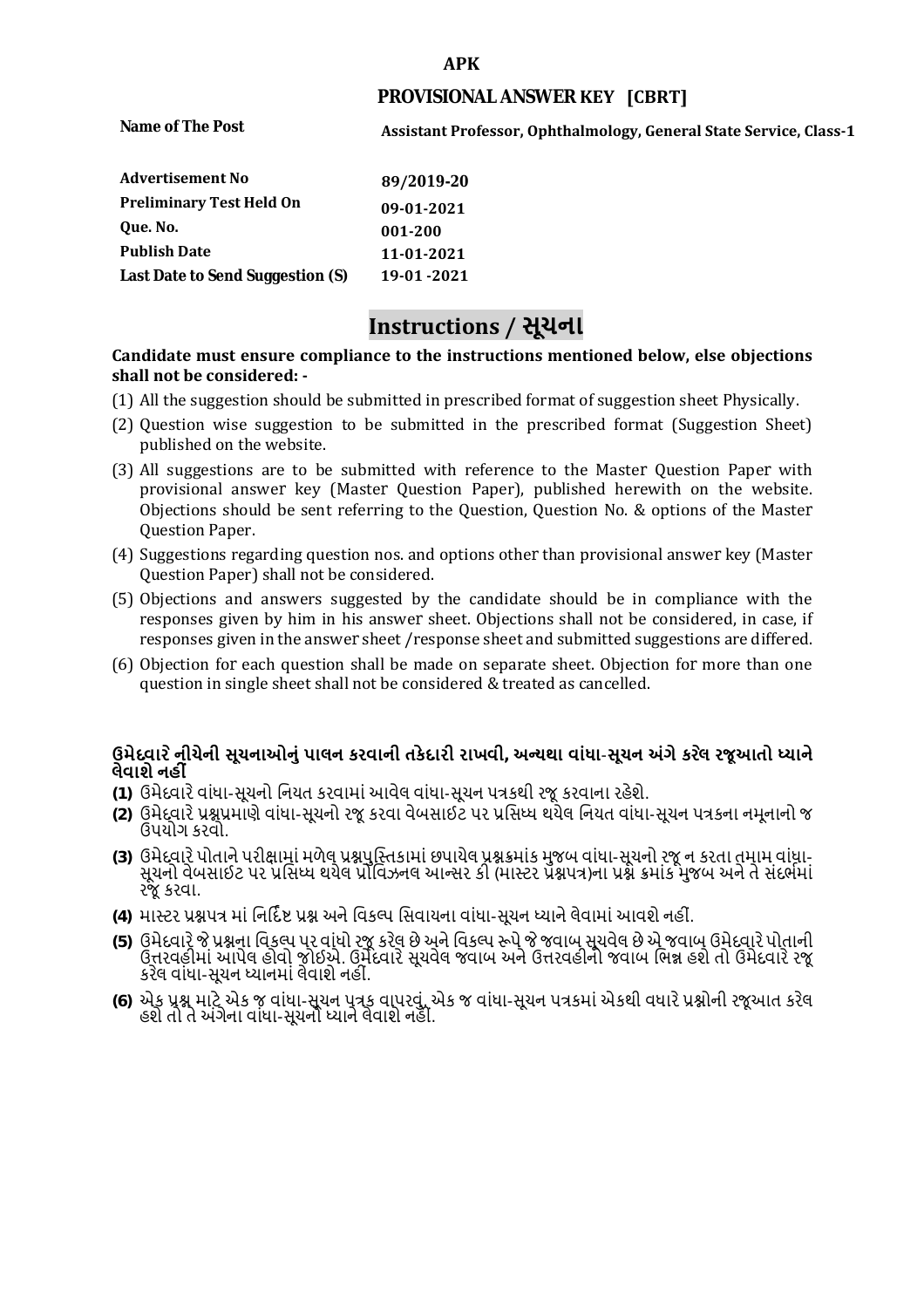**APK**

**PROVISIONAL ANSWER KEY [CBRT]**

| | |
|---|---|
| **Name of The Post** | **Assistant Professor, Ophthalmology, General State Service, Class-1** |
| **Advertisement No** | **89/2019-20** |
| **Preliminary Test Held On** | **09-01-2021** |
| **Que. No.** | **001-200** |
| **Publish Date** | **11-01-2021** |
| **Last Date to Send Suggestion (S)** | **19-01 -2021** |

# Instructions / સૂચના

**Candidate must ensure compliance to the instructions mentioned below, else objections shall not be considered: -**

(1) All the suggestion should be submitted in prescribed format of suggestion sheet Physically.

(2) Question wise suggestion to be submitted in the prescribed format (Suggestion Sheet) published on the website.

(3) All suggestions are to be submitted with reference to the Master Question Paper with provisional answer key (Master Question Paper), published herewith on the website. Objections should be sent referring to the Question, Question No. & options of the Master Question Paper.

(4) Suggestions regarding question nos. and options other than provisional answer key (Master Question Paper) shall not be considered.

(5) Objections and answers suggested by the candidate should be in compliance with the responses given by him in his answer sheet. Objections shall not be considered, in case, if responses given in the answer sheet /response sheet and submitted suggestions are differed.

(6) Objection for each question shall be made on separate sheet. Objection for more than one question in single sheet shall not be considered & treated as cancelled.

**ઉમેદવારે નીચેની સૂચનાઓનું પાલન કરવાની તકેદારી રાખવી, અન્યથા વાંધા-સૂચન અંગે કરેલ રજૂઆતો ધ્યાને લેવાશે નહીં**

**(1)** ઉમેદવારે વાંધા-સૂચનો નિયત કરવામાં આવેલ વાંધા-સૂચન પત્રકથી રજૂ કરવાના રહેશે.

**(2)** ઉમેદવારે પ્રશ્નપ્રમાણે વાંધા-સૂચનો રજૂ કરવા વેબસાઈટ પર પ્રસિધ્ધ થયેલ નિયત વાંધા-સૂચન પત્રકના નમૂનાનો જ ઉપયોગ કરવો.

**(3)** ઉમેદવારે પોતાને પરીક્ષામાં મળેલ પ્રશ્નપુસ્તિકામાં છપાયેલ પ્રશ્નક્રમાંક મુજબ વાંધા-સૂચનો રજૂ ન કરતા તમામ વાંધા-સૂચનો વેબસાઈટ પર પ્રસિધ્ધ થયેલ પ્રોવિઝનલ આન્સર કી (માસ્ટર પ્રશ્નપત્ર)ના પ્રશ્ન ક્રમાંક મુજબ અને તે સંદર્ભમાં રજૂ કરવા.

**(4)** માસ્ટર પ્રશ્નપત્ર માં નિર્દિષ્ટ પ્રશ્ન અને વિકલ્પ સિવાયના વાંધા-સૂચન ધ્યાને લેવામાં આવશે નહીં.

**(5)** ઉમેદવારે જે પ્રશ્નના વિકલ્પ પર વાંધો રજૂ કરેલ છે અને વિકલ્પ રૂપે જે જવાબ સૂચવેલ છે એ જવાબ ઉમેદવારે પોતાની ઉત્તરવહીમાં આપેલ હોવો જોઈએ. ઉમેદવારે સૂચવેલ જવાબ અને ઉત્તરવહીનો જવાબ ભિન્ન હશે તો ઉમેદવારે રજૂ કરેલ વાંધા-સૂચન ધ્યાનમાં લેવાશે નહીં.

**(6)** એક પ્રશ્ન માટે એક જ વાંધા-સૂચન પત્રક વાપરવું. એક જ વાંધા-સૂચન પત્રકમાં એકથી વધારે પ્રશ્નોની રજૂઆત કરેલ હશે તો તે અંગેના વાંધા-સૂચનો ધ્યાને લેવાશે નહીં.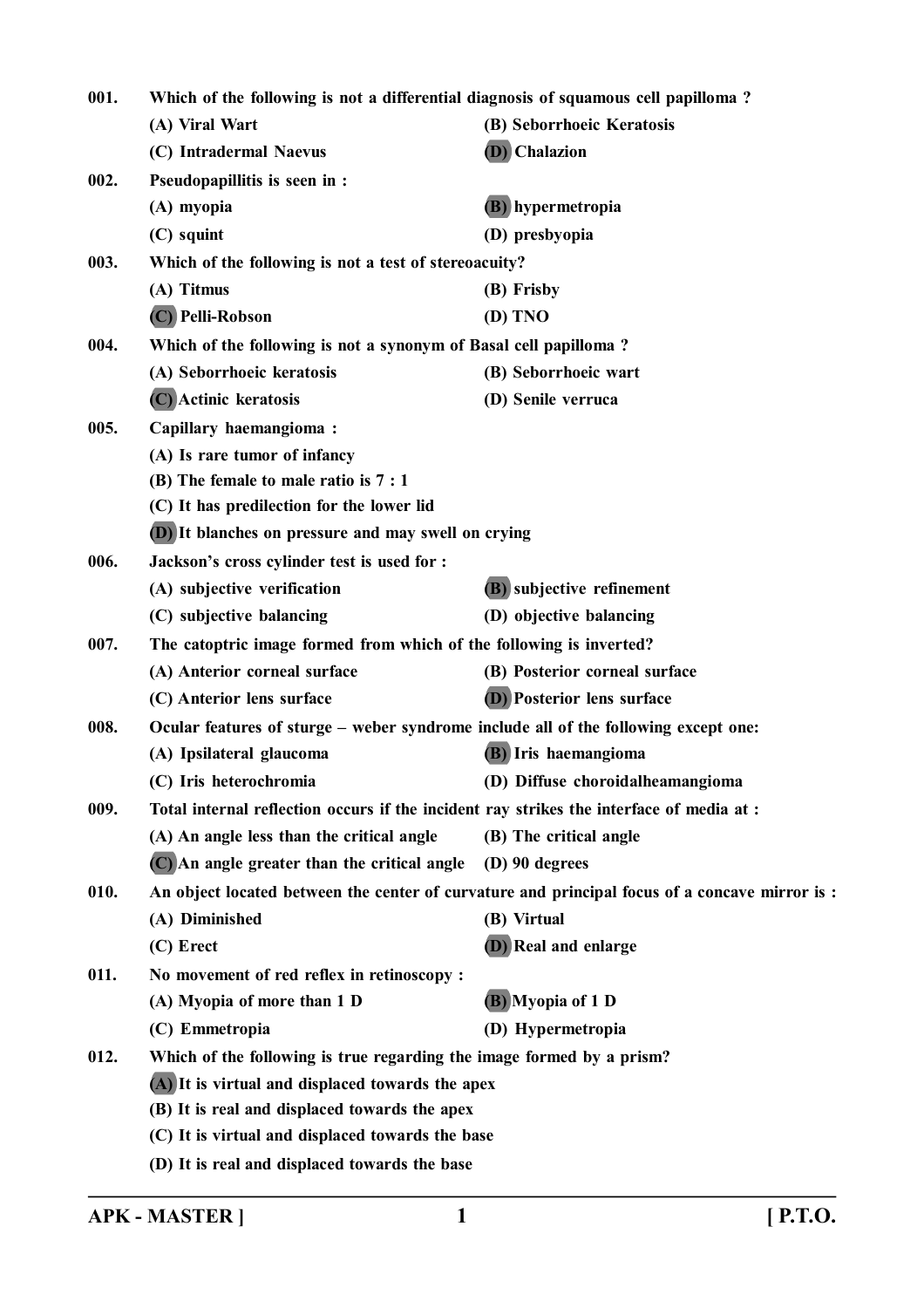001. Which of the following is not a differential diagnosis of squamous cell papilloma ?

(A) Viral Wart
(B) Seborrhoeic Keratosis
(C) Intradermal Naevus
**(D)** Chalazion

002. Pseudopapillitis is seen in :

(A) myopia
**(B)** hypermetropia
(C) squint
(D) presbyopia

003. Which of the following is not a test of stereoacuity?

(A) Titmus
(B) Frisby
**(C)** Pelli-Robson
(D) TNO

004. Which of the following is not a synonym of Basal cell papilloma ?

(A) Seborrhoeic keratosis
(B) Seborrhoeic wart
**(C)** Actinic keratosis
(D) Senile verruca

005. Capillary haemangioma :

(A) Is rare tumor of infancy
(B) The female to male ratio is 7 : 1
(C) It has predilection for the lower lid
**(D)** It blanches on pressure and may swell on crying

006. Jackson's cross cylinder test is used for :

(A) subjective verification
**(B)** subjective refinement
(C) subjective balancing
(D) objective balancing

007. The catoptric image formed from which of the following is inverted?

(A) Anterior corneal surface
(B) Posterior corneal surface
(C) Anterior lens surface
**(D)** Posterior lens surface

008. Ocular features of sturge – weber syndrome include all of the following except one:

(A) Ipsilateral glaucoma
**(B)** Iris haemangioma
(C) Iris heterochromia
(D) Diffuse choroidalheamangioma

009. Total internal reflection occurs if the incident ray strikes the interface of media at :

(A) An angle less than the critical angle
(B) The critical angle
**(C)** An angle greater than the critical angle
(D) 90 degrees

010. An object located between the center of curvature and principal focus of a concave mirror is :

(A) Diminished
(B) Virtual
(C) Erect
**(D)** Real and enlarge

011. No movement of red reflex in retinoscopy :

(A) Myopia of more than 1 D
**(B)** Myopia of 1 D
(C) Emmetropia
(D) Hypermetropia

012. Which of the following is true regarding the image formed by a prism?

**(A)** It is virtual and displaced towards the apex
(B) It is real and displaced towards the apex
(C) It is virtual and displaced towards the base
(D) It is real and displaced towards the base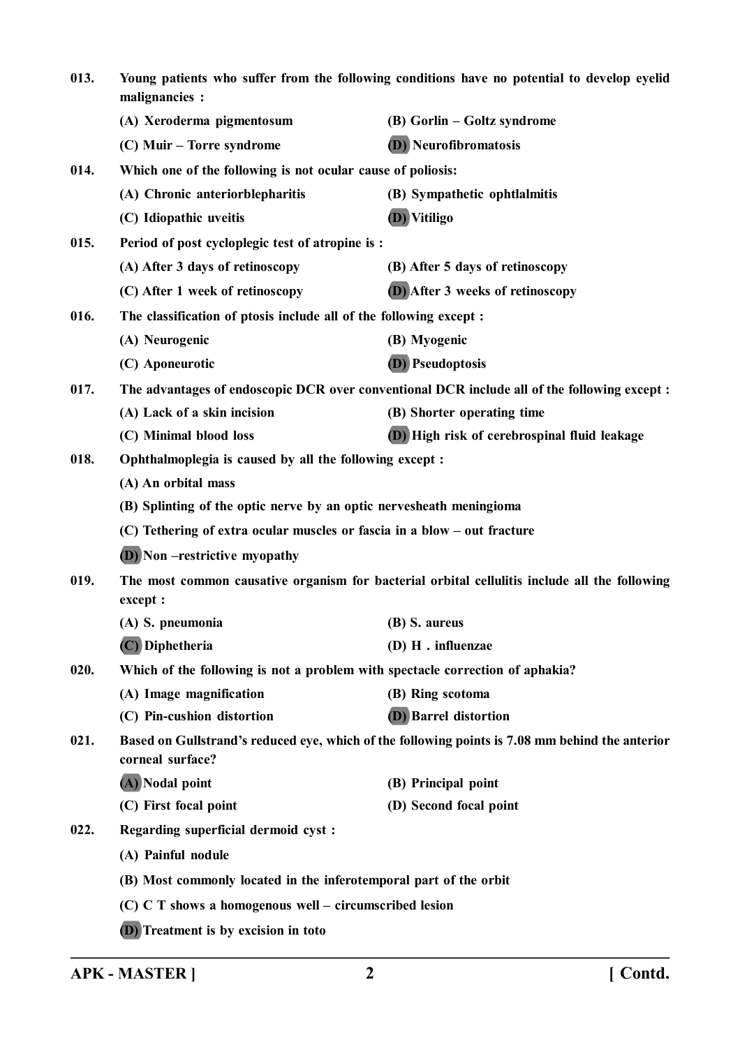013. Young patients who suffer from the following conditions have no potential to develop eyelid malignancies :

(A) Xeroderma pigmentosum (B) Gorlin – Goltz syndrome
(C) Muir – Torre syndrome **(D)** Neurofibromatosis

014. Which one of the following is not ocular cause of poliosis:

(A) Chronic anteriorblepharitis (B) Sympathetic ophtlalmitis
(C) Idiopathic uveitis **(D)** Vitiligo

015. Period of post cycloplegic test of atropine is :

(A) After 3 days of retinoscopy (B) After 5 days of retinoscopy
(C) After 1 week of retinoscopy **(D)** After 3 weeks of retinoscopy

016. The classification of ptosis include all of the following except :

(A) Neurogenic (B) Myogenic
(C) Aponeurotic **(D)** Pseudoptosis

017. The advantages of endoscopic DCR over conventional DCR include all of the following except :

(A) Lack of a skin incision (B) Shorter operating time
(C) Minimal blood loss **(D)** High risk of cerebrospinal fluid leakage

018. Ophthalmoplegia is caused by all the following except :

(A) An orbital mass
(B) Splinting of the optic nerve by an optic nervesheath meningioma
(C) Tethering of extra ocular muscles or fascia in a blow – out fracture
**(D)** Non –restrictive myopathy

019. The most common causative organism for bacterial orbital cellulitis include all the following except :

(A) S. pneumonia (B) S. aureus
**(C)** Diphetheria (D) H . influenzae

020. Which of the following is not a problem with spectacle correction of aphakia?

(A) Image magnification (B) Ring scotoma
(C) Pin-cushion distortion **(D)** Barrel distortion

021. Based on Gullstrand's reduced eye, which of the following points is 7.08 mm behind the anterior corneal surface?

**(A)** Nodal point (B) Principal point
(C) First focal point (D) Second focal point

022. Regarding superficial dermoid cyst :

(A) Painful nodule
(B) Most commonly located in the inferotemporal part of the orbit
(C) C T shows a homogenous well – circumscribed lesion
**(D)** Treatment is by excision in toto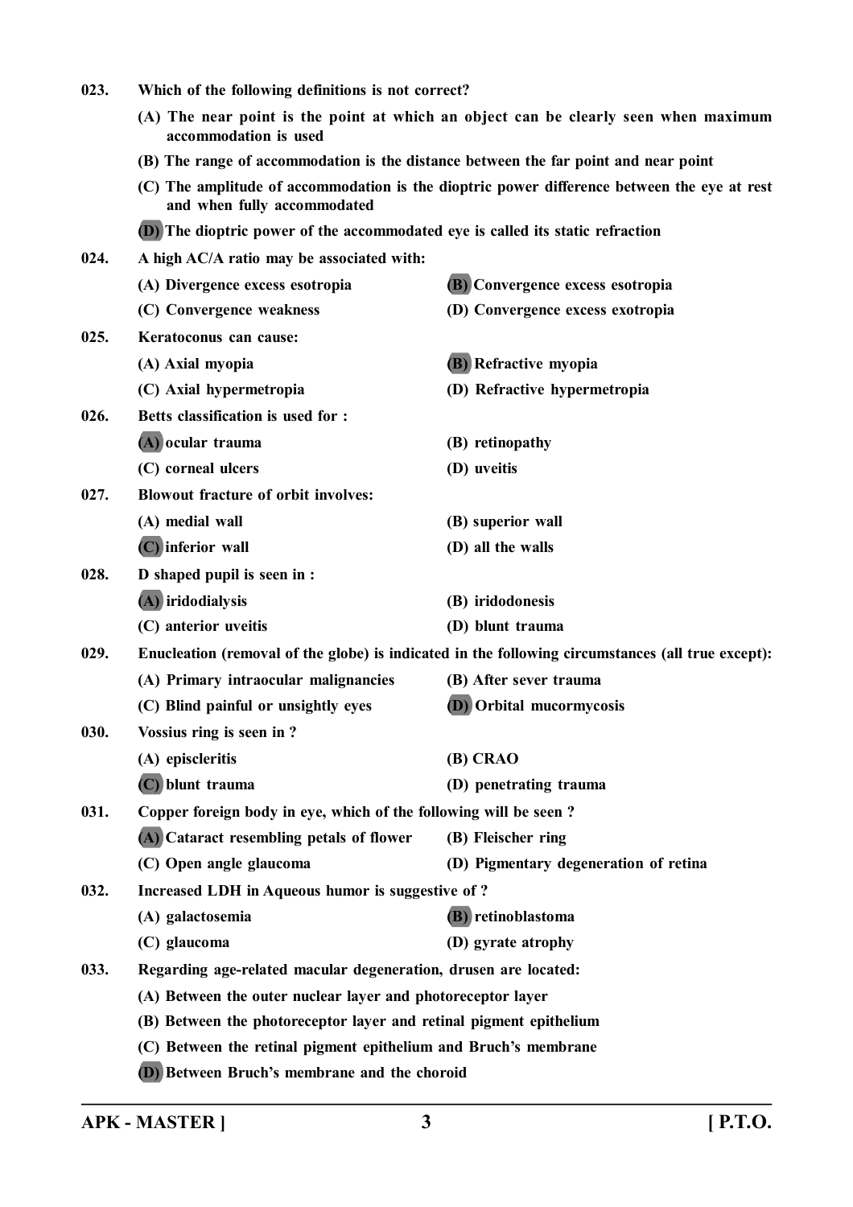023. Which of the following definitions is not correct?

(A) The near point is the point at which an object can be clearly seen when maximum accommodation is used

(B) The range of accommodation is the distance between the far point and near point

(C) The amplitude of accommodation is the dioptric power difference between the eye at rest and when fully accommodated

**(D)** The dioptric power of the accommodated eye is called its static refraction

024. A high AC/A ratio may be associated with:

(A) Divergence excess esotropia

**(B)** Convergence excess esotropia

(C) Convergence weakness

(D) Convergence excess exotropia

025. Keratoconus can cause:

(A) Axial myopia

**(B)** Refractive myopia

(C) Axial hypermetropia

(D) Refractive hypermetropia

026. Betts classification is used for :

**(A)** ocular trauma

(B) retinopathy

(C) corneal ulcers

(D) uveitis

027. Blowout fracture of orbit involves:

(A) medial wall

(B) superior wall

**(C)** inferior wall

(D) all the walls

028. D shaped pupil is seen in :

**(A)** iridodialysis

(B) iridodonesis

(C) anterior uveitis

(D) blunt trauma

029. Enucleation (removal of the globe) is indicated in the following circumstances (all true except):

(A) Primary intraocular malignancies

(B) After sever trauma

(C) Blind painful or unsightly eyes

**(D)** Orbital mucormycosis

030. Vossius ring is seen in ?

(A) episcleritis

(B) CRAO

**(C)** blunt trauma

(D) penetrating trauma

031. Copper foreign body in eye, which of the following will be seen ?

**(A)** Cataract resembling petals of flower

(B) Fleischer ring

(C) Open angle glaucoma

(D) Pigmentary degeneration of retina

032. Increased LDH in Aqueous humor is suggestive of ?

(A) galactosemia

**(B)** retinoblastoma

(C) glaucoma

(D) gyrate atrophy

033. Regarding age-related macular degeneration, drusen are located:

(A) Between the outer nuclear layer and photoreceptor layer

(B) Between the photoreceptor layer and retinal pigment epithelium

(C) Between the retinal pigment epithelium and Bruch's membrane

**(D)** Between Bruch's membrane and the choroid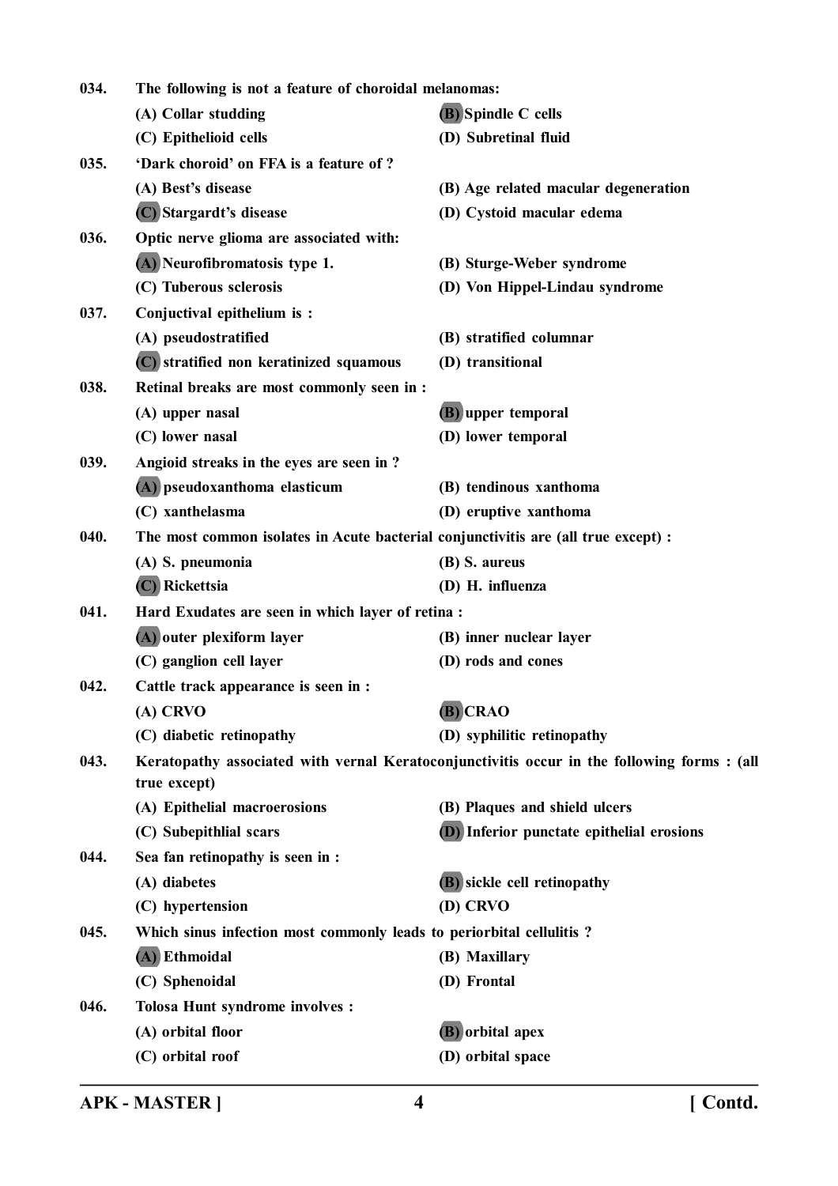034. **The following is not a feature of choroidal melanomas:**

(A) Collar studding
(B) Spindle C cells
(C) Epithelioid cells
(D) Subretinal fluid

035. **'Dark choroid' on FFA is a feature of ?**

(A) Best's disease
(B) Age related macular degeneration
(C) Stargardt's disease
(D) Cystoid macular edema

036. **Optic nerve glioma are associated with:**

(A) Neurofibromatosis type 1.
(B) Sturge-Weber syndrome
(C) Tuberous sclerosis
(D) Von Hippel-Lindau syndrome

037. **Conjuctival epithelium is :**

(A) pseudostratified
(B) stratified columnar
(C) stratified non keratinized squamous
(D) transitional

038. **Retinal breaks are most commonly seen in :**

(A) upper nasal
(B) upper temporal
(C) lower nasal
(D) lower temporal

039. **Angioid streaks in the eyes are seen in ?**

(A) pseudoxanthoma elasticum
(B) tendinous xanthoma
(C) xanthelasma
(D) eruptive xanthoma

040. **The most common isolates in Acute bacterial conjunctivitis are (all true except) :**

(A) S. pneumonia
(B) S. aureus
(C) Rickettsia
(D) H. influenza

041. **Hard Exudates are seen in which layer of retina :**

(A) outer plexiform layer
(B) inner nuclear layer
(C) ganglion cell layer
(D) rods and cones

042. **Cattle track appearance is seen in :**

(A) CRVO
(B) CRAO
(C) diabetic retinopathy
(D) syphilitic retinopathy

043. **Keratopathy associated with vernal Keratoconjunctivitis occur in the following forms : (all true except)**

(A) Epithelial macroerosions
(B) Plaques and shield ulcers
(C) Subepithlial scars
(D) Inferior punctate epithelial erosions

044. **Sea fan retinopathy is seen in :**

(A) diabetes
(B) sickle cell retinopathy
(C) hypertension
(D) CRVO

045. **Which sinus infection most commonly leads to periorbital cellulitis ?**

(A) Ethmoidal
(B) Maxillary
(C) Sphenoidal
(D) Frontal

046. **Tolosa Hunt syndrome involves :**

(A) orbital floor
(B) orbital apex
(C) orbital roof
(D) orbital space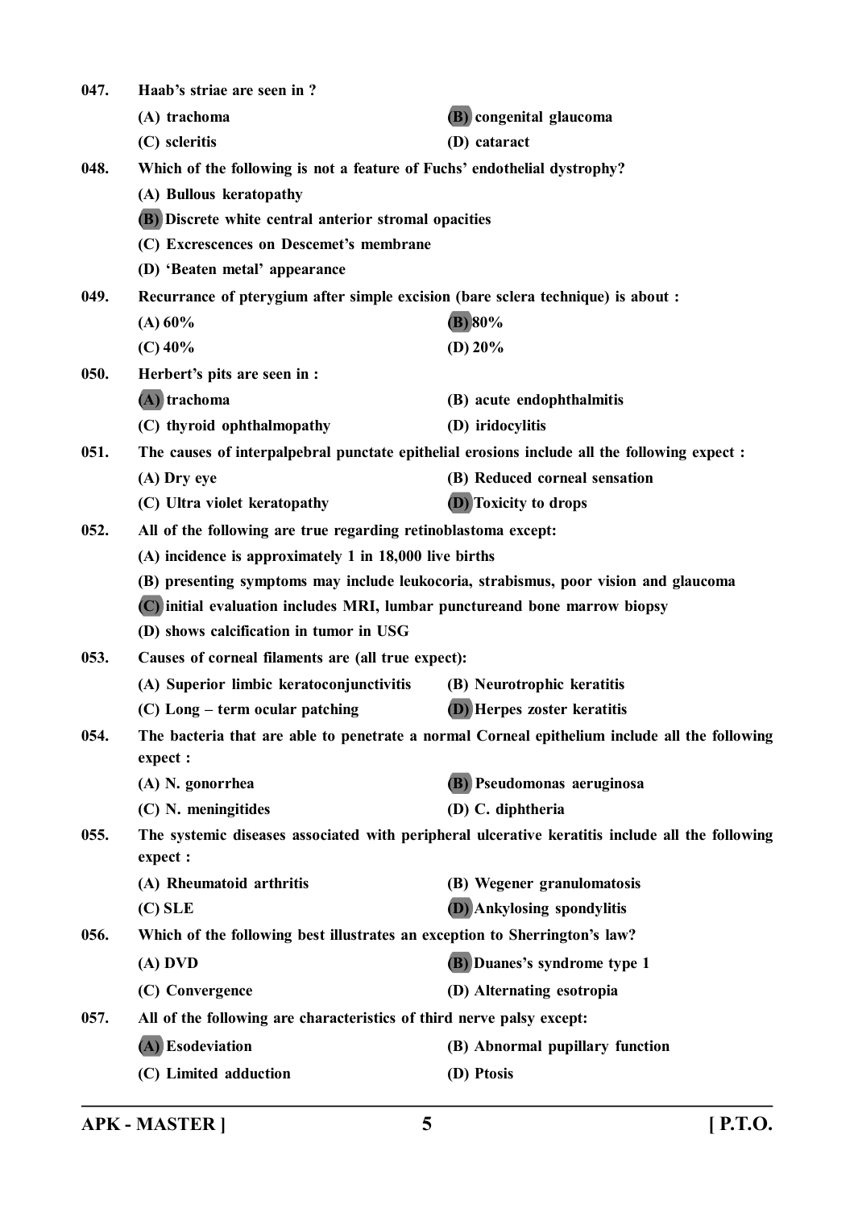047. **Haab's striae are seen in ?**

(A) trachoma
(B) congenital glaucoma
(C) scleritis
(D) cataract

048. **Which of the following is not a feature of Fuchs' endothelial dystrophy?**

(A) Bullous keratopathy
(B) Discrete white central anterior stromal opacities
(C) Excrescences on Descemet's membrane
(D) 'Beaten metal' appearance

049. **Recurrance of pterygium after simple excision (bare sclera technique) is about :**

(A) 60%
(B) 80%
(C) 40%
(D) 20%

050. **Herbert's pits are seen in :**

(A) trachoma
(B) acute endophthalmitis
(C) thyroid ophthalmopathy
(D) iridocylitis

051. **The causes of interpalpebral punctate epithelial erosions include all the following expect :**

(A) Dry eye
(B) Reduced corneal sensation
(C) Ultra violet keratopathy
(D) Toxicity to drops

052. **All of the following are true regarding retinoblastoma except:**

(A) incidence is approximately 1 in 18,000 live births
(B) presenting symptoms may include leukocoria, strabismus, poor vision and glaucoma
(C) initial evaluation includes MRI, lumbar punctureand bone marrow biopsy
(D) shows calcification in tumor in USG

053. **Causes of corneal filaments are (all true expect):**

(A) Superior limbic keratoconjunctivitis
(B) Neurotrophic keratitis
(C) Long – term ocular patching
(D) Herpes zoster keratitis

054. **The bacteria that are able to penetrate a normal Corneal epithelium include all the following expect :**

(A) N. gonorrhea
(B) Pseudomonas aeruginosa
(C) N. meningitides
(D) C. diphtheria

055. **The systemic diseases associated with peripheral ulcerative keratitis include all the following expect :**

(A) Rheumatoid arthritis
(B) Wegener granulomatosis
(C) SLE
(D) Ankylosing spondylitis

056. **Which of the following best illustrates an exception to Sherrington's law?**

(A) DVD
(B) Duanes's syndrome type 1
(C) Convergence
(D) Alternating esotropia

057. **All of the following are characteristics of third nerve palsy except:**

(A) Esodeviation
(B) Abnormal pupillary function
(C) Limited adduction
(D) Ptosis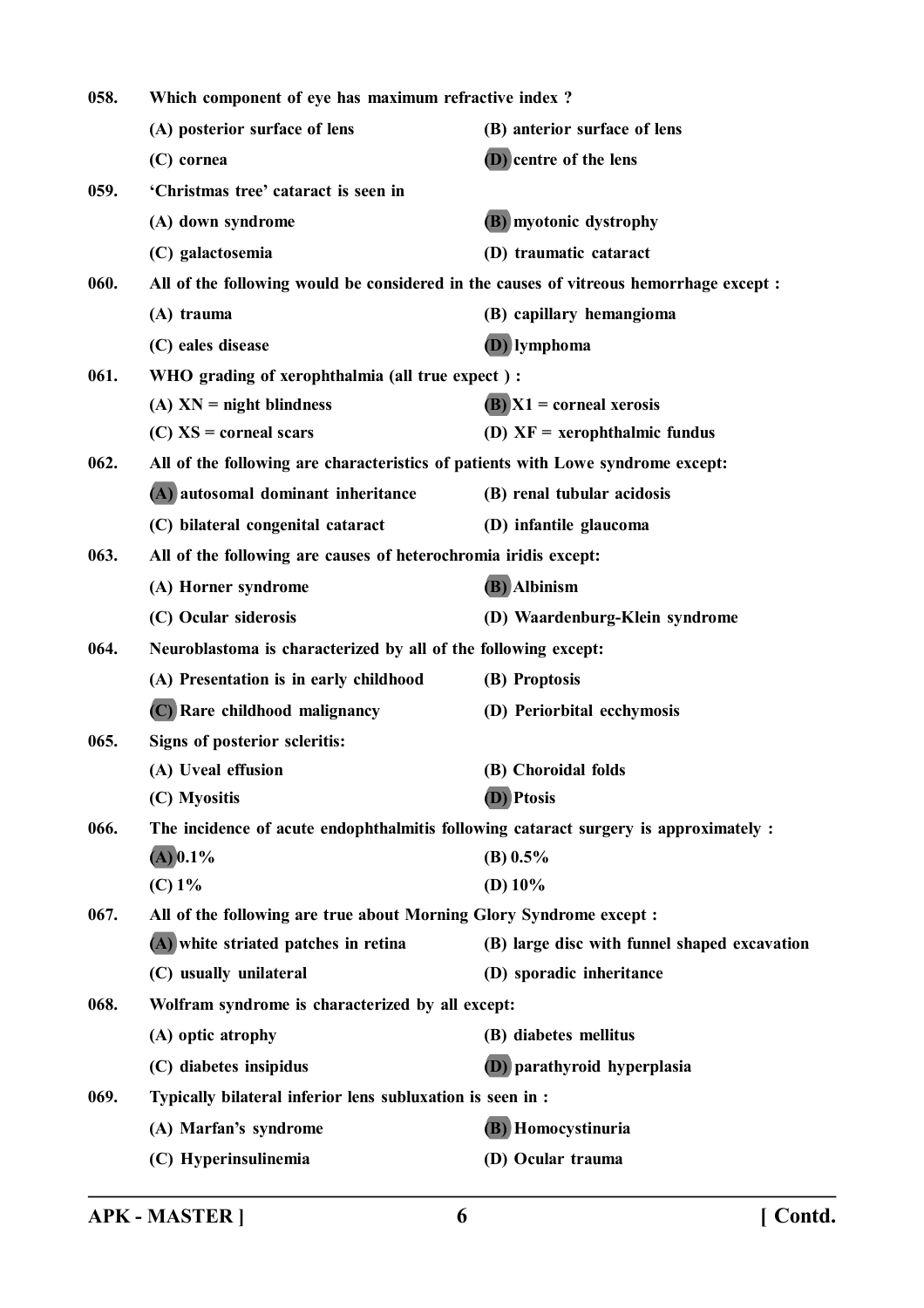058. **Which component of eye has maximum refractive index ?**

(A) posterior surface of lens
(B) anterior surface of lens
(C) cornea
**(D)** centre of the lens

059. **'Christmas tree' cataract is seen in**

(A) down syndrome
**(B)** myotonic dystrophy
(C) galactosemia
(D) traumatic cataract

060. **All of the following would be considered in the causes of vitreous hemorrhage except :**

(A) trauma
(B) capillary hemangioma
(C) eales disease
**(D)** lymphoma

061. **WHO grading of xerophthalmia (all true expect ) :**

(A) XN = night blindness
**(B)** X1 = corneal xerosis
(C) XS = corneal scars
(D) XF = xerophthalmic fundus

062. **All of the following are characteristics of patients with Lowe syndrome except:**

**(A)** autosomal dominant inheritance
(B) renal tubular acidosis
(C) bilateral congenital cataract
(D) infantile glaucoma

063. **All of the following are causes of heterochromia iridis except:**

(A) Horner syndrome
**(B)** Albinism
(C) Ocular siderosis
(D) Waardenburg-Klein syndrome

064. **Neuroblastoma is characterized by all of the following except:**

(A) Presentation is in early childhood
(B) Proptosis
**(C)** Rare childhood malignancy
(D) Periorbital ecchymosis

065. **Signs of posterior scleritis:**

(A) Uveal effusion
(B) Choroidal folds
(C) Myositis
**(D)** Ptosis

066. **The incidence of acute endophthalmitis following cataract surgery is approximately :**

**(A)** 0.1%
(B) 0.5%
(C) 1%
(D) 10%

067. **All of the following are true about Morning Glory Syndrome except :**

**(A)** white striated patches in retina
(B) large disc with funnel shaped excavation
(C) usually unilateral
(D) sporadic inheritance

068. **Wolfram syndrome is characterized by all except:**

(A) optic atrophy
(B) diabetes mellitus
(C) diabetes insipidus
**(D)** parathyroid hyperplasia

069. **Typically bilateral inferior lens subluxation is seen in :**

(A) Marfan's syndrome
**(B)** Homocystinuria
(C) Hyperinsulinemia
(D) Ocular trauma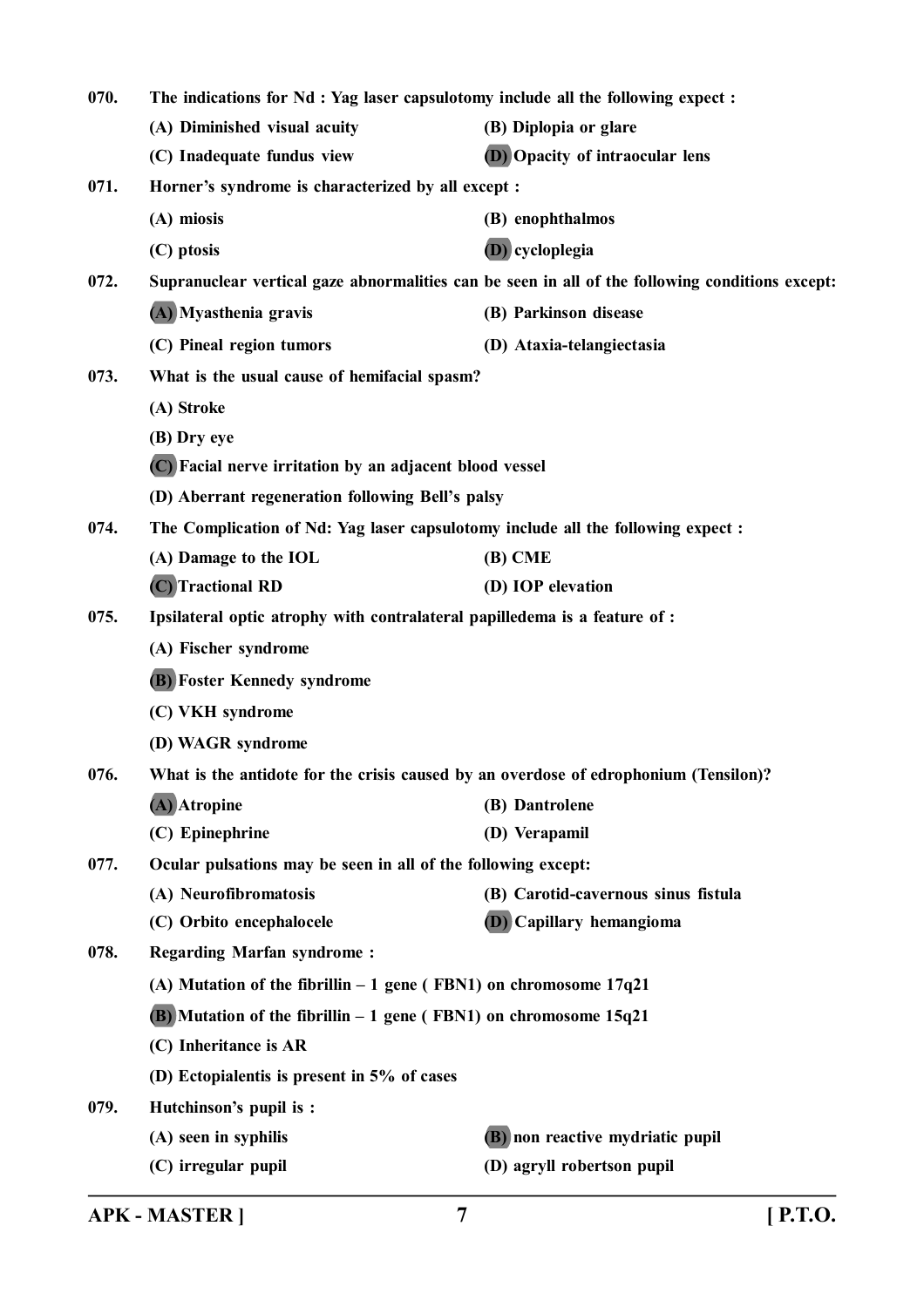070. The indications for Nd : Yag laser capsulotomy include all the following expect :

(A) Diminished visual acuity
(B) Diplopia or glare
(C) Inadequate fundus view
**(D)** Opacity of intraocular lens

071. Horner's syndrome is characterized by all except :

(A) miosis
(B) enophthalmos
(C) ptosis
**(D)** cycloplegia

072. Supranuclear vertical gaze abnormalities can be seen in all of the following conditions except:

**(A)** Myasthenia gravis
(B) Parkinson disease
(C) Pineal region tumors
(D) Ataxia-telangiectasia

073. What is the usual cause of hemifacial spasm?

(A) Stroke
(B) Dry eye
**(C)** Facial nerve irritation by an adjacent blood vessel
(D) Aberrant regeneration following Bell's palsy

074. The Complication of Nd: Yag laser capsulotomy include all the following expect :

(A) Damage to the IOL
(B) CME
**(C)** Tractional RD
(D) IOP elevation

075. Ipsilateral optic atrophy with contralateral papilledema is a feature of :

(A) Fischer syndrome
**(B)** Foster Kennedy syndrome
(C) VKH syndrome
(D) WAGR syndrome

076. What is the antidote for the crisis caused by an overdose of edrophonium (Tensilon)?

**(A)** Atropine
(B) Dantrolene
(C) Epinephrine
(D) Verapamil

077. Ocular pulsations may be seen in all of the following except:

(A) Neurofibromatosis
(B) Carotid-cavernous sinus fistula
(C) Orbito encephalocele
**(D)** Capillary hemangioma

078. Regarding Marfan syndrome :

(A) Mutation of the fibrillin – 1 gene ( FBN1) on chromosome 17q21
**(B)** Mutation of the fibrillin – 1 gene ( FBN1) on chromosome 15q21
(C) Inheritance is AR
(D) Ectopialentis is present in 5% of cases

079. Hutchinson's pupil is :

(A) seen in syphilis
**(B)** non reactive mydriatic pupil
(C) irregular pupil
(D) agryll robertson pupil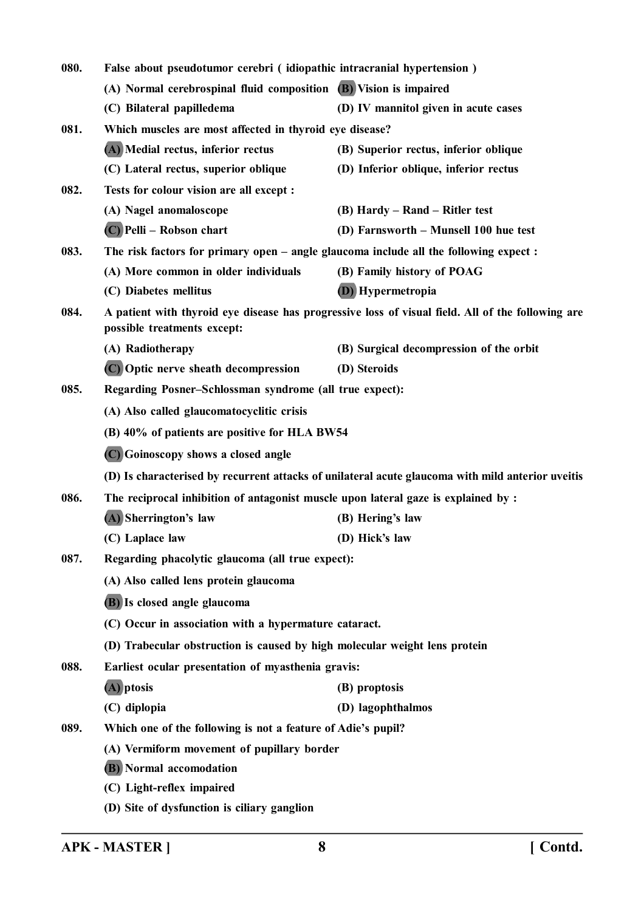080. False about pseudotumor cerebri ( idiopathic intracranial hypertension )

(A) Normal cerebrospinal fluid composition (B) Vision is impaired

(C) Bilateral papilledema (D) IV mannitol given in acute cases

081. Which muscles are most affected in thyroid eye disease?

(A) Medial rectus, inferior rectus (B) Superior rectus, inferior oblique

(C) Lateral rectus, superior oblique (D) Inferior oblique, inferior rectus

082. Tests for colour vision are all except :

(A) Nagel anomaloscope (B) Hardy – Rand – Ritler test

(C) Pelli – Robson chart (D) Farnsworth – Munsell 100 hue test

083. The risk factors for primary open – angle glaucoma include all the following expect :

(A) More common in older individuals (B) Family history of POAG

(C) Diabetes mellitus (D) Hypermetropia

084. A patient with thyroid eye disease has progressive loss of visual field. All of the following are possible treatments except:

(A) Radiotherapy (B) Surgical decompression of the orbit

(C) Optic nerve sheath decompression (D) Steroids

085. Regarding Posner–Schlossman syndrome (all true expect):

(A) Also called glaucomatocyclitic crisis

(B) 40% of patients are positive for HLA BW54

(C) Goinoscopy shows a closed angle

(D) Is characterised by recurrent attacks of unilateral acute glaucoma with mild anterior uveitis

086. The reciprocal inhibition of antagonist muscle upon lateral gaze is explained by :

(A) Sherrington's law (B) Hering's law

(C) Laplace law (D) Hick's law

087. Regarding phacolytic glaucoma (all true expect):

(A) Also called lens protein glaucoma

(B) Is closed angle glaucoma

(C) Occur in association with a hypermature cataract.

(D) Trabecular obstruction is caused by high molecular weight lens protein

088. Earliest ocular presentation of myasthenia gravis:

(A) ptosis (B) proptosis

(C) diplopia (D) lagophthalmos

089. Which one of the following is not a feature of Adie's pupil?

(A) Vermiform movement of pupillary border

(B) Normal accomodation

(C) Light-reflex impaired

(D) Site of dysfunction is ciliary ganglion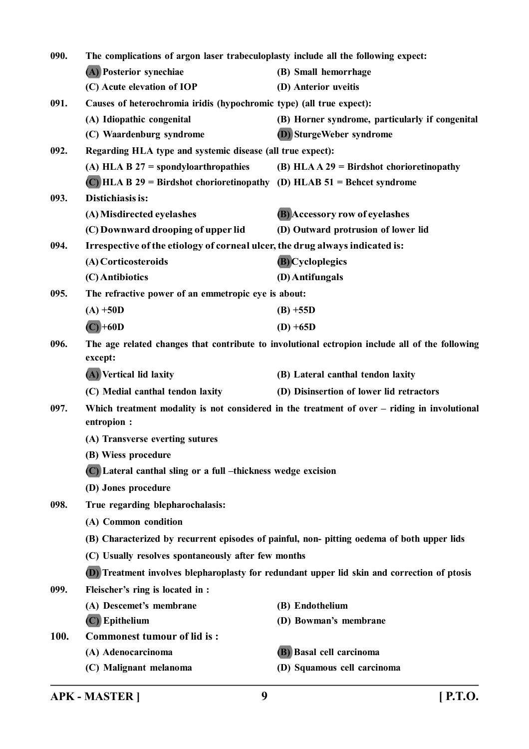090. The complications of argon laser trabeculoplasty include all the following expect:

(A) Posterior synechiae
(B) Small hemorrhage
(C) Acute elevation of IOP
(D) Anterior uveitis

091. Causes of heterochromia iridis (hypochromic type) (all true expect):

(A) Idiopathic congenital
(B) Horner syndrome, particularly if congenital
(C) Waardenburg syndrome
(D) SturgeWeber syndrome

092. Regarding HLA type and systemic disease (all true expect):

(A) HLA B 27 = spondyloarthropathies
(B) HLA A 29 = Birdshot chorioretinopathy
(C) HLA B 29 = Birdshot chorioretinopathy
(D) HLAB 51 = Behcet syndrome

093. Distichiasis is:

(A) Misdirected eyelashes
(B) Accessory row of eyelashes
(C) Downward drooping of upper lid
(D) Outward protrusion of lower lid

094. Irrespective of the etiology of corneal ulcer, the drug always indicated is:

(A) Corticosteroids
(B) Cycloplegics
(C) Antibiotics
(D) Antifungals

095. The refractive power of an emmetropic eye is about:

(A) +50D
(B) +55D
(C) +60D
(D) +65D

096. The age related changes that contribute to involutional ectropion include all of the following except:

(A) Vertical lid laxity
(B) Lateral canthal tendon laxity
(C) Medial canthal tendon laxity
(D) Disinsertion of lower lid retractors

097. Which treatment modality is not considered in the treatment of over – riding in involutional entropion :

(A) Transverse everting sutures
(B) Wiess procedure
(C) Lateral canthal sling or a full –thickness wedge excision
(D) Jones procedure

098. True regarding blepharochalasis:

(A) Common condition
(B) Characterized by recurrent episodes of painful, non- pitting oedema of both upper lids
(C) Usually resolves spontaneously after few months
(D) Treatment involves blepharoplasty for redundant upper lid skin and correction of ptosis

099. Fleischer's ring is located in :

(A) Descemet's membrane
(B) Endothelium
(C) Epithelium
(D) Bowman's membrane

100. Commonest tumour of lid is :

(A) Adenocarcinoma
(B) Basal cell carcinoma
(C) Malignant melanoma
(D) Squamous cell carcinoma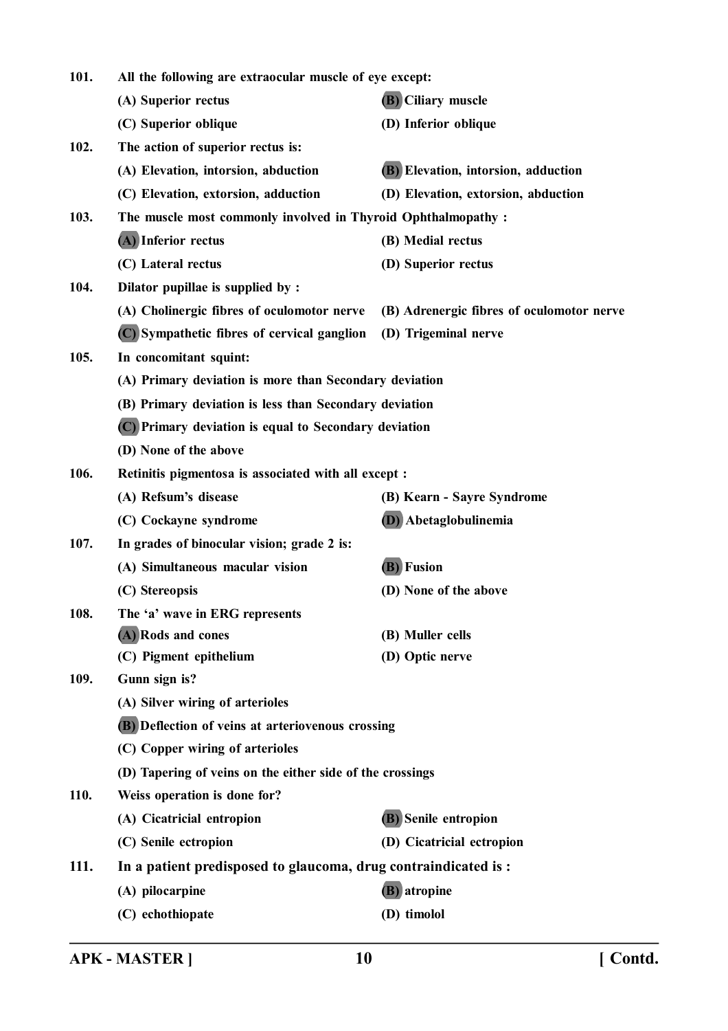101. All the following are extraocular muscle of eye except:

(A) Superior rectus
(B) Ciliary muscle
(C) Superior oblique
(D) Inferior oblique

102. The action of superior rectus is:

(A) Elevation, intorsion, abduction
(B) Elevation, intorsion, adduction
(C) Elevation, extorsion, adduction
(D) Elevation, extorsion, abduction

103. The muscle most commonly involved in Thyroid Ophthalmopathy :

(A) Inferior rectus
(B) Medial rectus
(C) Lateral rectus
(D) Superior rectus

104. Dilator pupillae is supplied by :

(A) Cholinergic fibres of oculomotor nerve
(B) Adrenergic fibres of oculomotor nerve
(C) Sympathetic fibres of cervical ganglion
(D) Trigeminal nerve

105. In concomitant squint:

(A) Primary deviation is more than Secondary deviation
(B) Primary deviation is less than Secondary deviation
(C) Primary deviation is equal to Secondary deviation
(D) None of the above

106. Retinitis pigmentosa is associated with all except :

(A) Refsum's disease
(B) Kearn - Sayre Syndrome
(C) Cockayne syndrome
(D) Abetaglobulinemia

107. In grades of binocular vision; grade 2 is:

(A) Simultaneous macular vision
(B) Fusion
(C) Stereopsis
(D) None of the above

108. The 'a' wave in ERG represents

(A) Rods and cones
(B) Muller cells
(C) Pigment epithelium
(D) Optic nerve

109. Gunn sign is?

(A) Silver wiring of arterioles
(B) Deflection of veins at arteriovenous crossing
(C) Copper wiring of arterioles
(D) Tapering of veins on the either side of the crossings

110. Weiss operation is done for?

(A) Cicatricial entropion
(B) Senile entropion
(C) Senile ectropion
(D) Cicatricial ectropion

111. In a patient predisposed to glaucoma, drug contraindicated is :

(A) pilocarpine
(B) atropine
(C) echothiopate
(D) timolol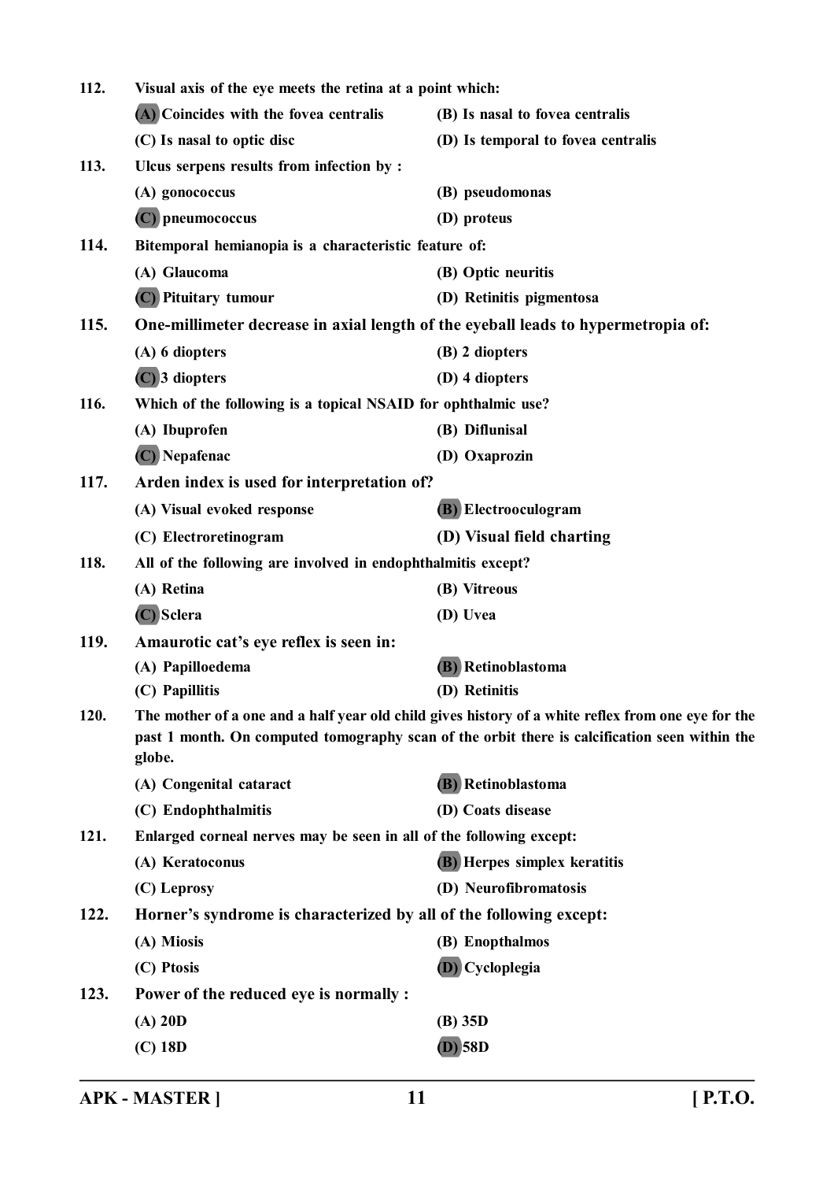112. Visual axis of the eye meets the retina at a point which:

(A) Coincides with the fovea centralis
(B) Is nasal to fovea centralis
(C) Is nasal to optic disc
(D) Is temporal to fovea centralis

113. Ulcus serpens results from infection by :

(A) gonococcus
(B) pseudomonas
(C) pneumococcus
(D) proteus

114. Bitemporal hemianopia is a characteristic feature of:

(A) Glaucoma
(B) Optic neuritis
(C) Pituitary tumour
(D) Retinitis pigmentosa

115. One-millimeter decrease in axial length of the eyeball leads to hypermetropia of:

(A) 6 diopters
(B) 2 diopters
(C) 3 diopters
(D) 4 diopters

116. Which of the following is a topical NSAID for ophthalmic use?

(A) Ibuprofen
(B) Diflunisal
(C) Nepafenac
(D) Oxaprozin

117. Arden index is used for interpretation of?

(A) Visual evoked response
(B) Electrooculogram
(C) Electroretinogram
(D) Visual field charting

118. All of the following are involved in endophthalmitis except?

(A) Retina
(B) Vitreous
(C) Sclera
(D) Uvea

119. Amaurotic cat's eye reflex is seen in:

(A) Papilloedema
(B) Retinoblastoma
(C) Papillitis
(D) Retinitis

120. The mother of a one and a half year old child gives history of a white reflex from one eye for the past 1 month. On computed tomography scan of the orbit there is calcification seen within the globe.

(A) Congenital cataract
(B) Retinoblastoma
(C) Endophthalmitis
(D) Coats disease

121. Enlarged corneal nerves may be seen in all of the following except:

(A) Keratoconus
(B) Herpes simplex keratitis
(C) Leprosy
(D) Neurofibromatosis

122. Horner's syndrome is characterized by all of the following except:

(A) Miosis
(B) Enopthalmos
(C) Ptosis
(D) Cycloplegia

123. Power of the reduced eye is normally :

(A) 20D
(B) 35D
(C) 18D
(D) 58D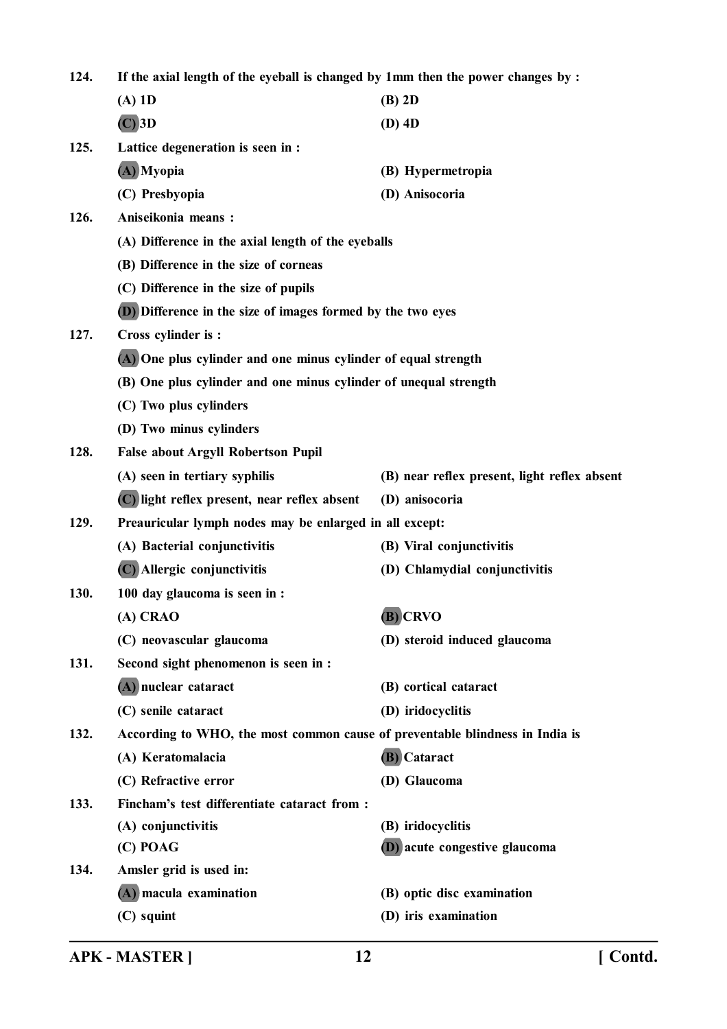124. **If the axial length of the eyeball is changed by 1mm then the power changes by :**

(A) 1D
(B) 2D
**(C)** 3D
(D) 4D

125. **Lattice degeneration is seen in :**

**(A)** Myopia
(B) Hypermetropia
(C) Presbyopia
(D) Anisocoria

126. **Aniseikonia means :**

(A) Difference in the axial length of the eyeballs
(B) Difference in the size of corneas
(C) Difference in the size of pupils
**(D)** Difference in the size of images formed by the two eyes

127. **Cross cylinder is :**

**(A)** One plus cylinder and one minus cylinder of equal strength
(B) One plus cylinder and one minus cylinder of unequal strength
(C) Two plus cylinders
(D) Two minus cylinders

128. **False about Argyll Robertson Pupil**

(A) seen in tertiary syphilis
(B) near reflex present, light reflex absent
**(C)** light reflex present, near reflex absent
(D) anisocoria

129. **Preauricular lymph nodes may be enlarged in all except:**

(A) Bacterial conjunctivitis
(B) Viral conjunctivitis
**(C)** Allergic conjunctivitis
(D) Chlamydial conjunctivitis

130. **100 day glaucoma is seen in :**

(A) CRAO
**(B)** CRVO
(C) neovascular glaucoma
(D) steroid induced glaucoma

131. **Second sight phenomenon is seen in :**

**(A)** nuclear cataract
(B) cortical cataract
(C) senile cataract
(D) iridocyclitis

132. **According to WHO, the most common cause of preventable blindness in India is**

(A) Keratomalacia
**(B)** Cataract
(C) Refractive error
(D) Glaucoma

133. **Fincham's test differentiate cataract from :**

(A) conjunctivitis
(B) iridocyclitis
(C) POAG
**(D)** acute congestive glaucoma

134. **Amsler grid is used in:**

**(A)** macula examination
(B) optic disc examination
(C) squint
(D) iris examination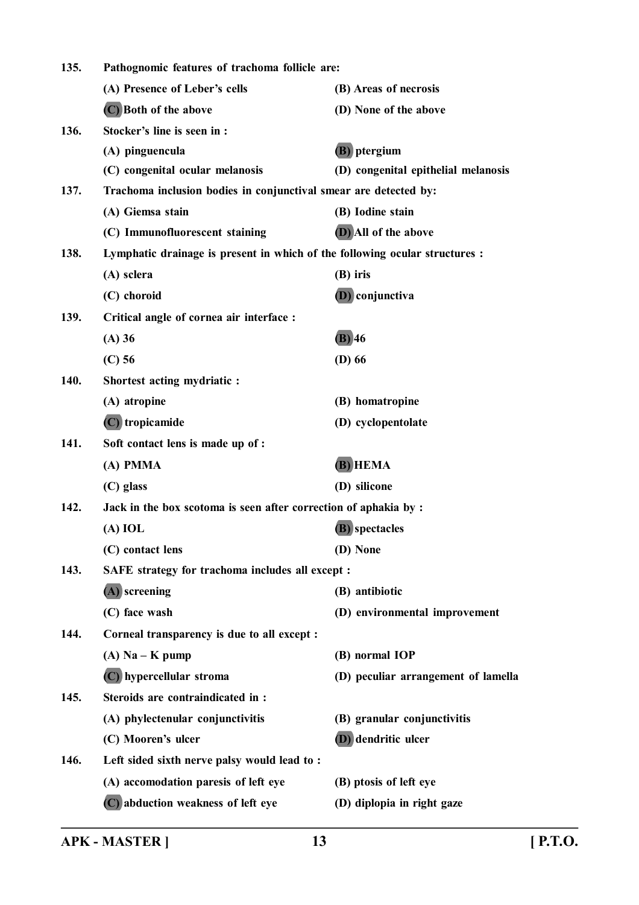135. **Pathognomic features of trachoma follicle are:**

(A) Presence of Leber's cells (B) Areas of necrosis

**(C)** Both of the above (D) None of the above

136. **Stocker's line is seen in :**

(A) pinguencula **(B)** ptergium

(C) congenital ocular melanosis (D) congenital epithelial melanosis

137. **Trachoma inclusion bodies in conjunctival smear are detected by:**

(A) Giemsa stain (B) Iodine stain

(C) Immunofluorescent staining **(D)** All of the above

138. **Lymphatic drainage is present in which of the following ocular structures :**

(A) sclera (B) iris

(C) choroid **(D)** conjunctiva

139. **Critical angle of cornea air interface :**

(A) 36 **(B)** 46

(C) 56 (D) 66

140. **Shortest acting mydriatic :**

(A) atropine (B) homatropine

**(C)** tropicamide (D) cyclopentolate

141. **Soft contact lens is made up of :**

(A) PMMA **(B)** HEMA

(C) glass (D) silicone

142. **Jack in the box scotoma is seen after correction of aphakia by :**

(A) IOL **(B)** spectacles

(C) contact lens (D) None

143. **SAFE strategy for trachoma includes all except :**

**(A)** screening (B) antibiotic

(C) face wash (D) environmental improvement

144. **Corneal transparency is due to all except :**

(A) Na – K pump (B) normal IOP

**(C)** hypercellular stroma (D) peculiar arrangement of lamella

145. **Steroids are contraindicated in :**

(A) phylectenular conjunctivitis (B) granular conjunctivitis

(C) Mooren's ulcer **(D)** dendritic ulcer

146. **Left sided sixth nerve palsy would lead to :**

(A) accomodation paresis of left eye (B) ptosis of left eye

**(C)** abduction weakness of left eye (D) diplopia in right gaze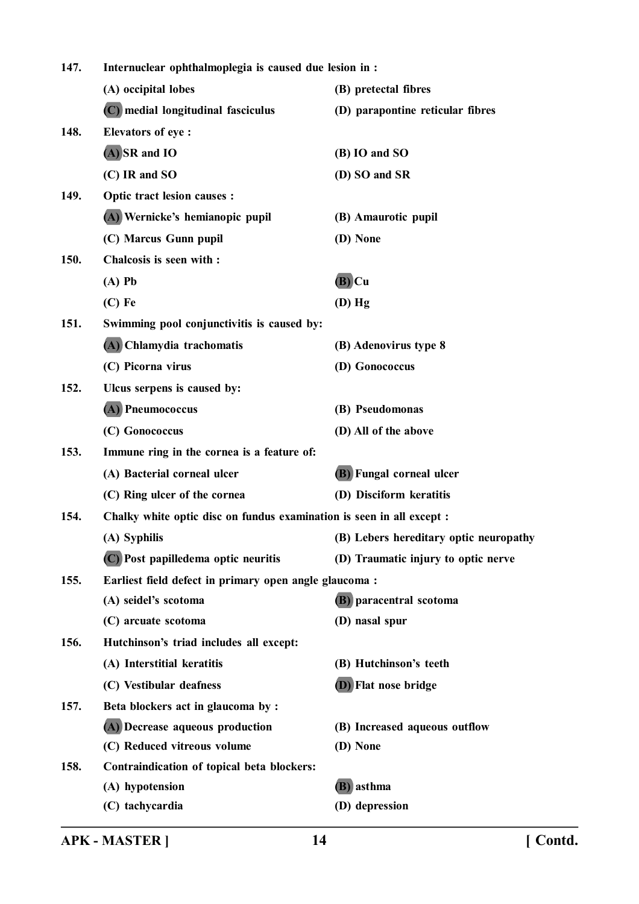**147. Internuclear ophthalmoplegia is caused due lesion in :**

(A) occipital lobes
(B) pretectal fibres
**(C)** medial longitudinal fasciculus
(D) parapontine reticular fibres

**148. Elevators of eye :**

**(A)** SR and IO
(B) IO and SO
(C) IR and SO
(D) SO and SR

**149. Optic tract lesion causes :**

**(A)** Wernicke's hemianopic pupil
(B) Amaurotic pupil
(C) Marcus Gunn pupil
(D) None

**150. Chalcosis is seen with :**

(A) Pb
**(B)** Cu
(C) Fe
(D) Hg

**151. Swimming pool conjunctivitis is caused by:**

**(A)** Chlamydia trachomatis
(B) Adenovirus type 8
(C) Picorna virus
(D) Gonococcus

**152. Ulcus serpens is caused by:**

**(A)** Pneumococcus
(B) Pseudomonas
(C) Gonococcus
(D) All of the above

**153. Immune ring in the cornea is a feature of:**

(A) Bacterial corneal ulcer
**(B)** Fungal corneal ulcer
(C) Ring ulcer of the cornea
(D) Disciform keratitis

**154. Chalky white optic disc on fundus examination is seen in all except :**

(A) Syphilis
(B) Lebers hereditary optic neuropathy
**(C)** Post papilledema optic neuritis
(D) Traumatic injury to optic nerve

**155. Earliest field defect in primary open angle glaucoma :**

(A) seidel's scotoma
**(B)** paracentral scotoma
(C) arcuate scotoma
(D) nasal spur

**156. Hutchinson's triad includes all except:**

(A) Interstitial keratitis
(B) Hutchinson's teeth
(C) Vestibular deafness
**(D)** Flat nose bridge

**157. Beta blockers act in glaucoma by :**

**(A)** Decrease aqueous production
(B) Increased aqueous outflow
(C) Reduced vitreous volume
(D) None

**158. Contraindication of topical beta blockers:**

(A) hypotension
**(B)** asthma
(C) tachycardia
(D) depression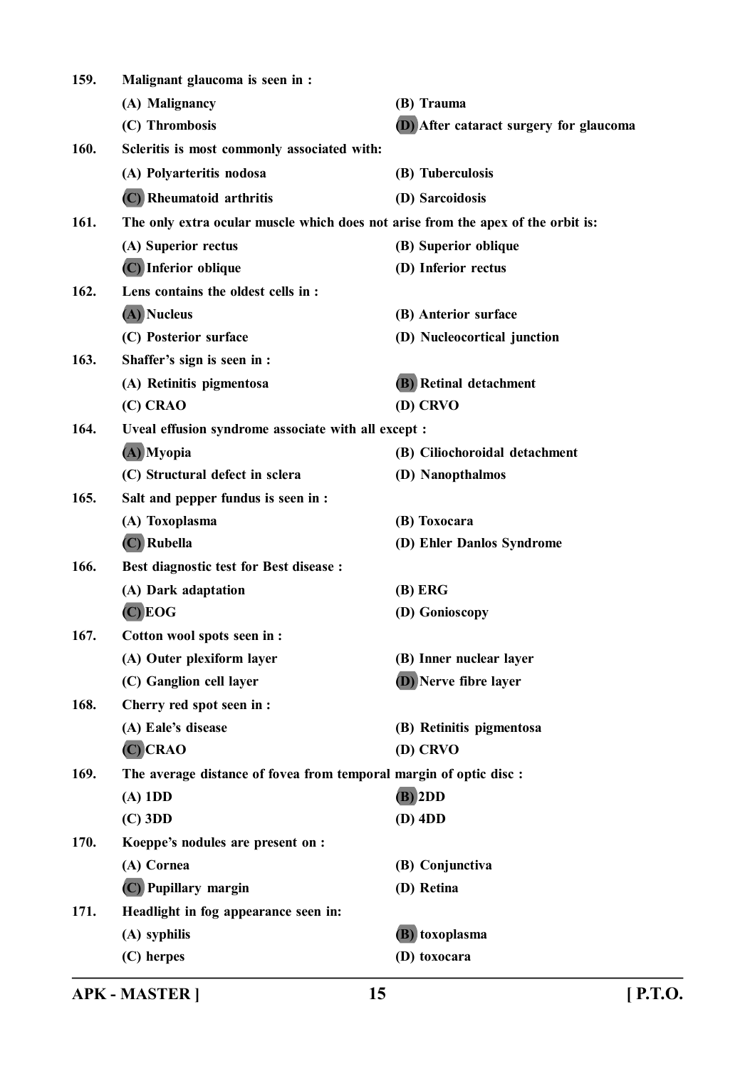159. **Malignant glaucoma is seen in :**

(A) Malignancy
(B) Trauma
(C) Thrombosis
(D) After cataract surgery for glaucoma

160. **Scleritis is most commonly associated with:**

(A) Polyarteritis nodosa
(B) Tuberculosis
(C) Rheumatoid arthritis
(D) Sarcoidosis

161. **The only extra ocular muscle which does not arise from the apex of the orbit is:**

(A) Superior rectus
(B) Superior oblique
(C) Inferior oblique
(D) Inferior rectus

162. **Lens contains the oldest cells in :**

(A) Nucleus
(B) Anterior surface
(C) Posterior surface
(D) Nucleocortical junction

163. **Shaffer's sign is seen in :**

(A) Retinitis pigmentosa
(B) Retinal detachment
(C) CRAO
(D) CRVO

164. **Uveal effusion syndrome associate with all except :**

(A) Myopia
(B) Ciliochoroidal detachment
(C) Structural defect in sclera
(D) Nanopthalmos

165. **Salt and pepper fundus is seen in :**

(A) Toxoplasma
(B) Toxocara
(C) Rubella
(D) Ehler Danlos Syndrome

166. **Best diagnostic test for Best disease :**

(A) Dark adaptation
(B) ERG
(C) EOG
(D) Gonioscopy

167. **Cotton wool spots seen in :**

(A) Outer plexiform layer
(B) Inner nuclear layer
(C) Ganglion cell layer
(D) Nerve fibre layer

168. **Cherry red spot seen in :**

(A) Eale's disease
(B) Retinitis pigmentosa
(C) CRAO
(D) CRVO

169. **The average distance of fovea from temporal margin of optic disc :**

(A) 1DD
(B) 2DD
(C) 3DD
(D) 4DD

170. **Koeppe's nodules are present on :**

(A) Cornea
(B) Conjunctiva
(C) Pupillary margin
(D) Retina

171. **Headlight in fog appearance seen in:**

(A) syphilis
(B) toxoplasma
(C) herpes
(D) toxocara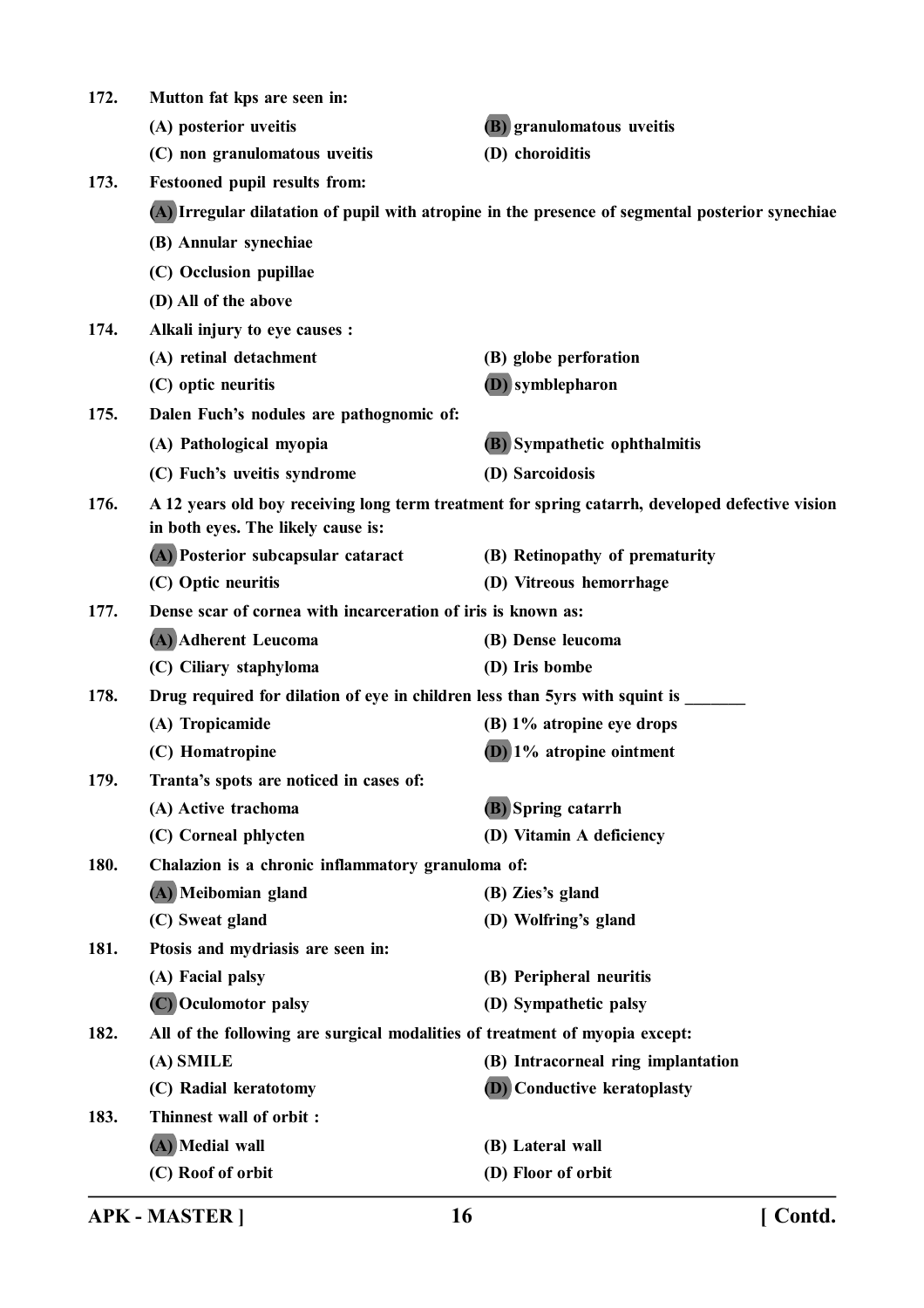172. **Mutton fat kps are seen in:**

(A) posterior uveitis
(B) granulomatous uveitis
(C) non granulomatous uveitis
(D) choroiditis

173. **Festooned pupil results from:**

(A) Irregular dilatation of pupil with atropine in the presence of segmental posterior synechiae
(B) Annular synechiae
(C) Occlusion pupillae
(D) All of the above

174. **Alkali injury to eye causes :**

(A) retinal detachment
(B) globe perforation
(C) optic neuritis
(D) symblepharon

175. **Dalen Fuch's nodules are pathognomic of:**

(A) Pathological myopia
(B) Sympathetic ophthalmitis
(C) Fuch's uveitis syndrome
(D) Sarcoidosis

176. **A 12 years old boy receiving long term treatment for spring catarrh, developed defective vision in both eyes. The likely cause is:**

(A) Posterior subcapsular cataract
(B) Retinopathy of prematurity
(C) Optic neuritis
(D) Vitreous hemorrhage

177. **Dense scar of cornea with incarceration of iris is known as:**

(A) Adherent Leucoma
(B) Dense leucoma
(C) Ciliary staphyloma
(D) Iris bombe

178. **Drug required for dilation of eye in children less than 5yrs with squint is _______**

(A) Tropicamide
(B) 1% atropine eye drops
(C) Homatropine
(D) 1% atropine ointment

179. **Tranta's spots are noticed in cases of:**

(A) Active trachoma
(B) Spring catarrh
(C) Corneal phlycten
(D) Vitamin A deficiency

180. **Chalazion is a chronic inflammatory granuloma of:**

(A) Meibomian gland
(B) Zies's gland
(C) Sweat gland
(D) Wolfring's gland

181. **Ptosis and mydriasis are seen in:**

(A) Facial palsy
(B) Peripheral neuritis
(C) Oculomotor palsy
(D) Sympathetic palsy

182. **All of the following are surgical modalities of treatment of myopia except:**

(A) SMILE
(B) Intracorneal ring implantation
(C) Radial keratotomy
(D) Conductive keratoplasty

183. **Thinnest wall of orbit :**

(A) Medial wall
(B) Lateral wall
(C) Roof of orbit
(D) Floor of orbit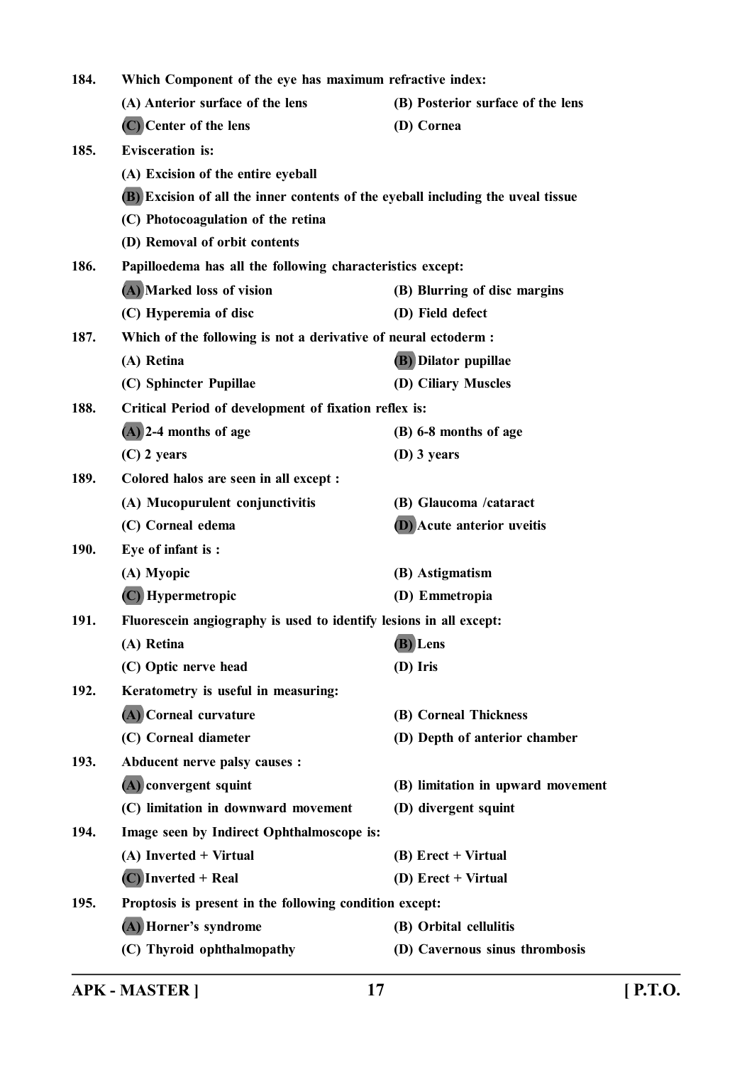184. **Which Component of the eye has maximum refractive index:**

(A) Anterior surface of the lens
(B) Posterior surface of the lens
**(C) Center of the lens**
(D) Cornea

185. **Evisceration is:**

(A) Excision of the entire eyeball
**(B) Excision of all the inner contents of the eyeball including the uveal tissue**
(C) Photocoagulation of the retina
(D) Removal of orbit contents

186. **Papilloedema has all the following characteristics except:**

**(A) Marked loss of vision**
(B) Blurring of disc margins
(C) Hyperemia of disc
(D) Field defect

187. **Which of the following is not a derivative of neural ectoderm :**

(A) Retina
**(B) Dilator pupillae**
(C) Sphincter Pupillae
(D) Ciliary Muscles

188. **Critical Period of development of fixation reflex is:**

**(A) 2-4 months of age**
(B) 6-8 months of age
(C) 2 years
(D) 3 years

189. **Colored halos are seen in all except :**

(A) Mucopurulent conjunctivitis
(B) Glaucoma /cataract
(C) Corneal edema
**(D) Acute anterior uveitis**

190. **Eye of infant is :**

(A) Myopic
(B) Astigmatism
**(C) Hypermetropic**
(D) Emmetropia

191. **Fluorescein angiography is used to identify lesions in all except:**

(A) Retina
**(B) Lens**
(C) Optic nerve head
(D) Iris

192. **Keratometry is useful in measuring:**

**(A) Corneal curvature**
(B) Corneal Thickness
(C) Corneal diameter
(D) Depth of anterior chamber

193. **Abducent nerve palsy causes :**

**(A) convergent squint**
(B) limitation in upward movement
(C) limitation in downward movement
(D) divergent squint

194. **Image seen by Indirect Ophthalmoscope is:**

(A) Inverted + Virtual
(B) Erect + Virtual
**(C) Inverted + Real**
(D) Erect + Virtual

195. **Proptosis is present in the following condition except:**

**(A) Horner's syndrome**
(B) Orbital cellulitis
(C) Thyroid ophthalmopathy
(D) Cavernous sinus thrombosis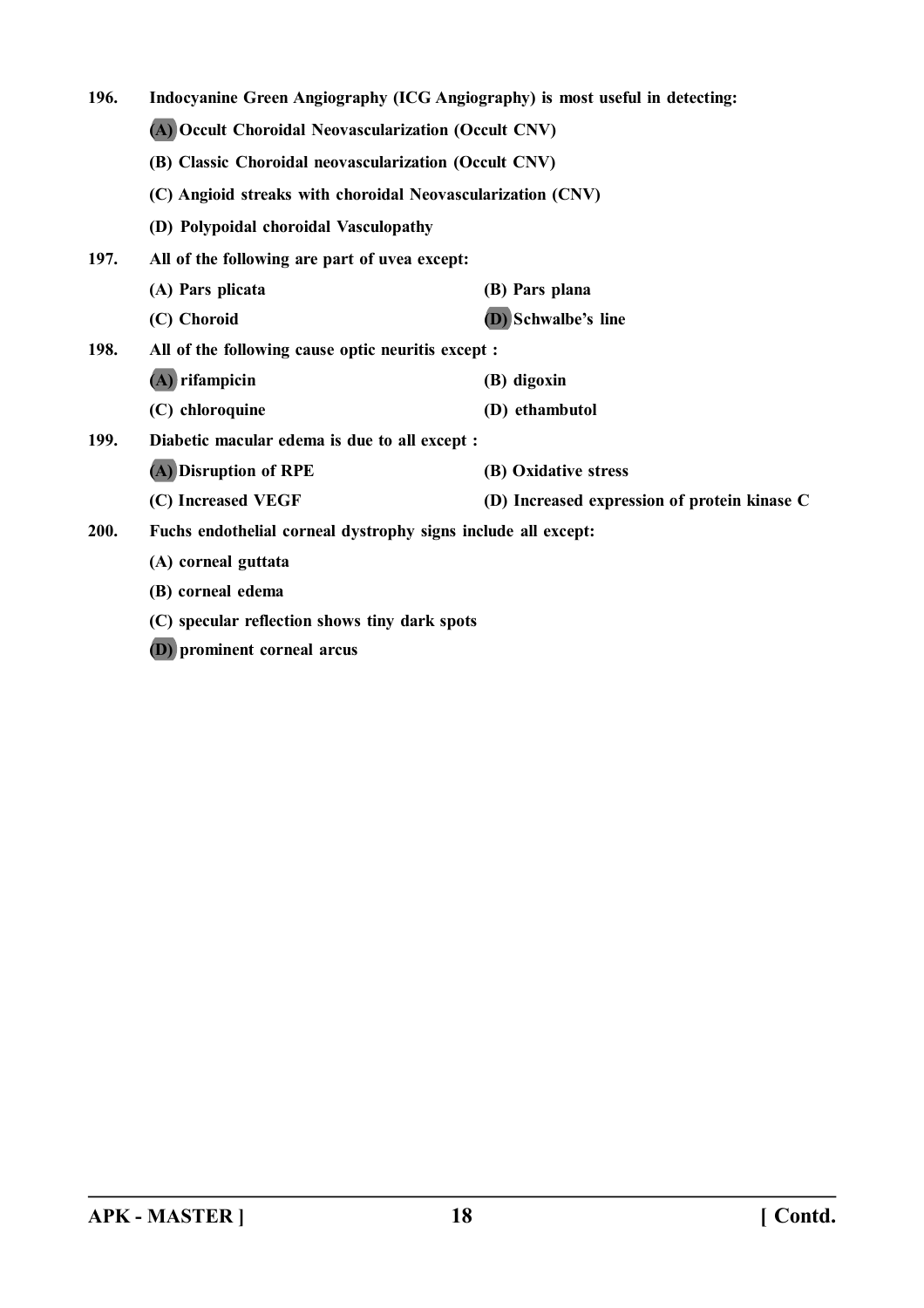196. Indocyanine Green Angiography (ICG Angiography) is most useful in detecting:

(A) Occult Choroidal Neovascularization (Occult CNV)

(B) Classic Choroidal neovascularization (Occult CNV)

(C) Angioid streaks with choroidal Neovascularization (CNV)

(D) Polypoidal choroidal Vasculopathy

197. All of the following are part of uvea except:

(A) Pars plicata

(B) Pars plana

(C) Choroid

(D) Schwalbe's line

198. All of the following cause optic neuritis except :

(A) rifampicin

(B) digoxin

(C) chloroquine

(D) ethambutol

199. Diabetic macular edema is due to all except :

(A) Disruption of RPE

(B) Oxidative stress

(C) Increased VEGF

(D) Increased expression of protein kinase C

200. Fuchs endothelial corneal dystrophy signs include all except:

(A) corneal guttata

(B) corneal edema

(C) specular reflection shows tiny dark spots

(D) prominent corneal arcus